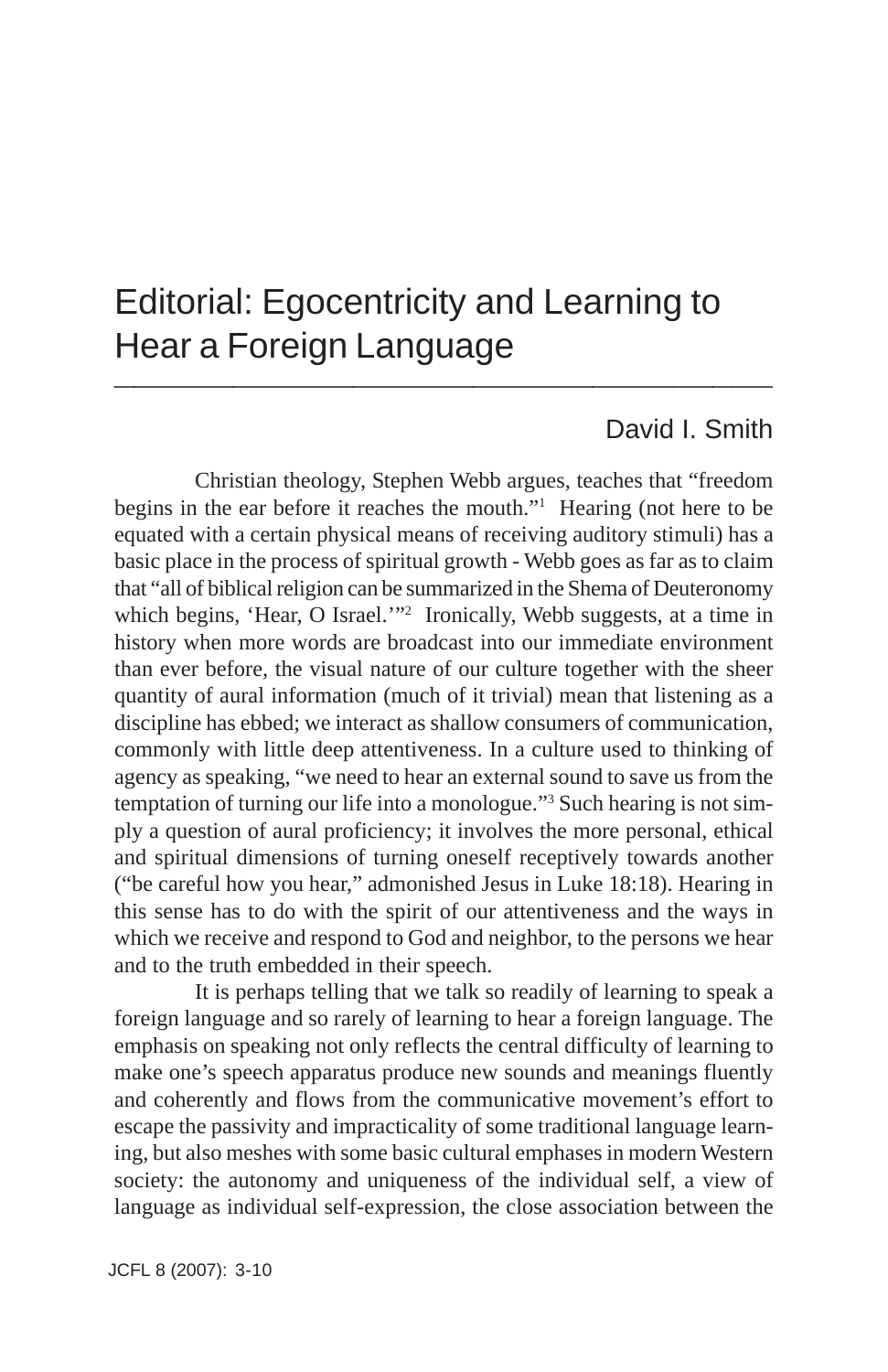# Editorial: Egocentricity and Learning to Hear a Foreign Language

David I. Smith

Christian theology, Stephen Webb argues, teaches that "freedom begins in the ear before it reaches the mouth."[1] Hearing (not here to be equated with a certain physical means of receiving auditory stimuli) has a basic place in the process of spiritual growth - Webb goes as far as to claim that "all of biblical religion can be summarized in the Shema of Deuteronomy which begins, 'Hear, O Israel.'"[2] Ironically, Webb suggests, at a time in history when more words are broadcast into our immediate environment than ever before, the visual nature of our culture together with the sheer quantity of aural information (much of it trivial) mean that listening as a discipline has ebbed; we interact as shallow consumers of communication, commonly with little deep attentiveness. In a culture used to thinking of agency as speaking, "we need to hear an external sound to save us from the temptation of turning our life into a monologue."[3] Such hearing is not simply a question of aural proficiency; it involves the more personal, ethical and spiritual dimensions of turning oneself receptively towards another ("be careful how you hear," admonished Jesus in Luke 18:18). Hearing in this sense has to do with the spirit of our attentiveness and the ways in which we receive and respond to God and neighbor, to the persons we hear and to the truth embedded in their speech.

It is perhaps telling that we talk so readily of learning to speak a foreign language and so rarely of learning to hear a foreign language. The emphasis on speaking not only reflects the central difficulty of learning to make one's speech apparatus produce new sounds and meanings fluently and coherently and flows from the communicative movement's effort to escape the passivity and impracticality of some traditional language learning, but also meshes with some basic cultural emphases in modern Western society: the autonomy and uniqueness of the individual self, a view of language as individual self-expression, the close association between the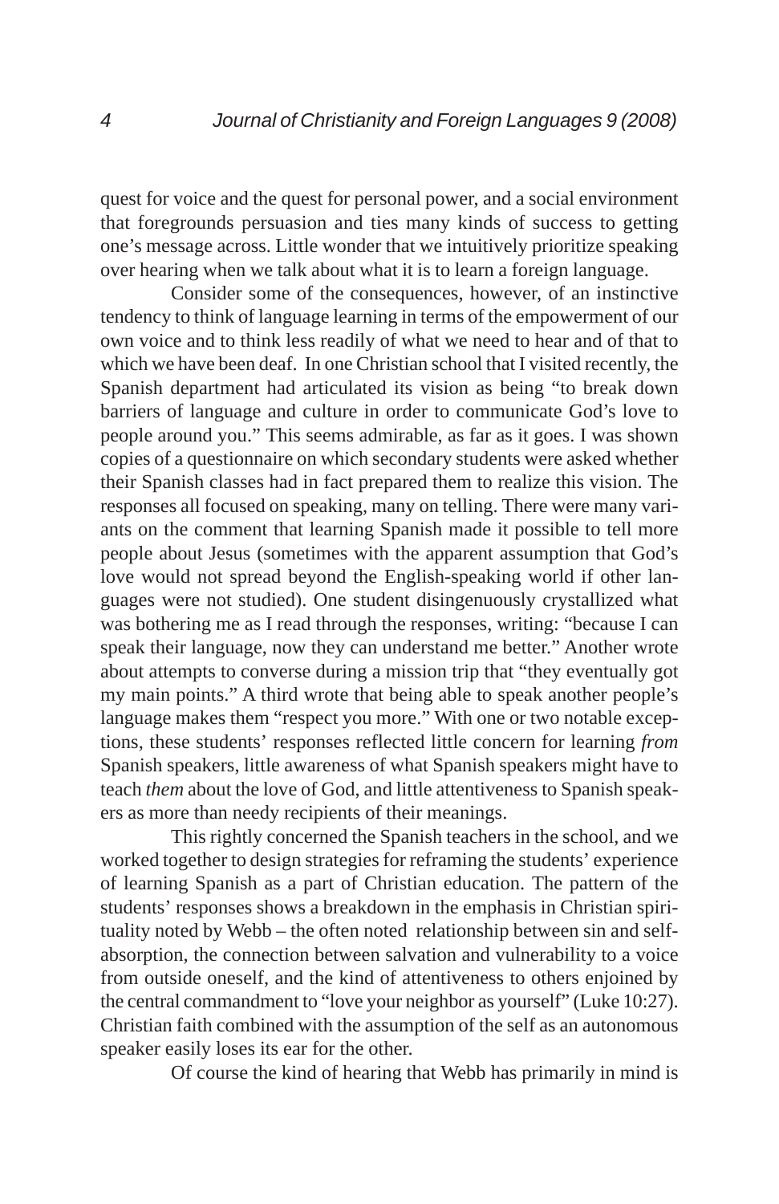quest for voice and the quest for personal power, and a social environment that foregrounds persuasion and ties many kinds of success to getting one's message across. Little wonder that we intuitively prioritize speaking over hearing when we talk about what it is to learn a foreign language.

Consider some of the consequences, however, of an instinctive tendency to think of language learning in terms of the empowerment of our own voice and to think less readily of what we need to hear and of that to which we have been deaf. In one Christian school that I visited recently, the Spanish department had articulated its vision as being "to break down barriers of language and culture in order to communicate God's love to people around you." This seems admirable, as far as it goes. I was shown copies of a questionnaire on which secondary students were asked whether their Spanish classes had in fact prepared them to realize this vision. The responses all focused on speaking, many on telling. There were many variants on the comment that learning Spanish made it possible to tell more people about Jesus (sometimes with the apparent assumption that God's love would not spread beyond the English-speaking world if other languages were not studied). One student disingenuously crystallized what was bothering me as I read through the responses, writing: "because I can speak their language, now they can understand me better." Another wrote about attempts to converse during a mission trip that "they eventually got my main points." A third wrote that being able to speak another people's language makes them "respect you more." With one or two notable exceptions, these students' responses reflected little concern for learning *from* Spanish speakers, little awareness of what Spanish speakers might have to teach *them* about the love of God, and little attentiveness to Spanish speakers as more than needy recipients of their meanings.

This rightly concerned the Spanish teachers in the school, and we worked together to design strategies for reframing the students' experience of learning Spanish as a part of Christian education. The pattern of the students' responses shows a breakdown in the emphasis in Christian spirituality noted by Webb – the often noted relationship between sin and self-absorption, the connection between salvation and vulnerability to a voice from outside oneself, and the kind of attentiveness to others enjoined by the central commandment to "love your neighbor as yourself" (Luke 10:27). Christian faith combined with the assumption of the self as an autonomous speaker easily loses its ear for the other.

Of course the kind of hearing that Webb has primarily in mind is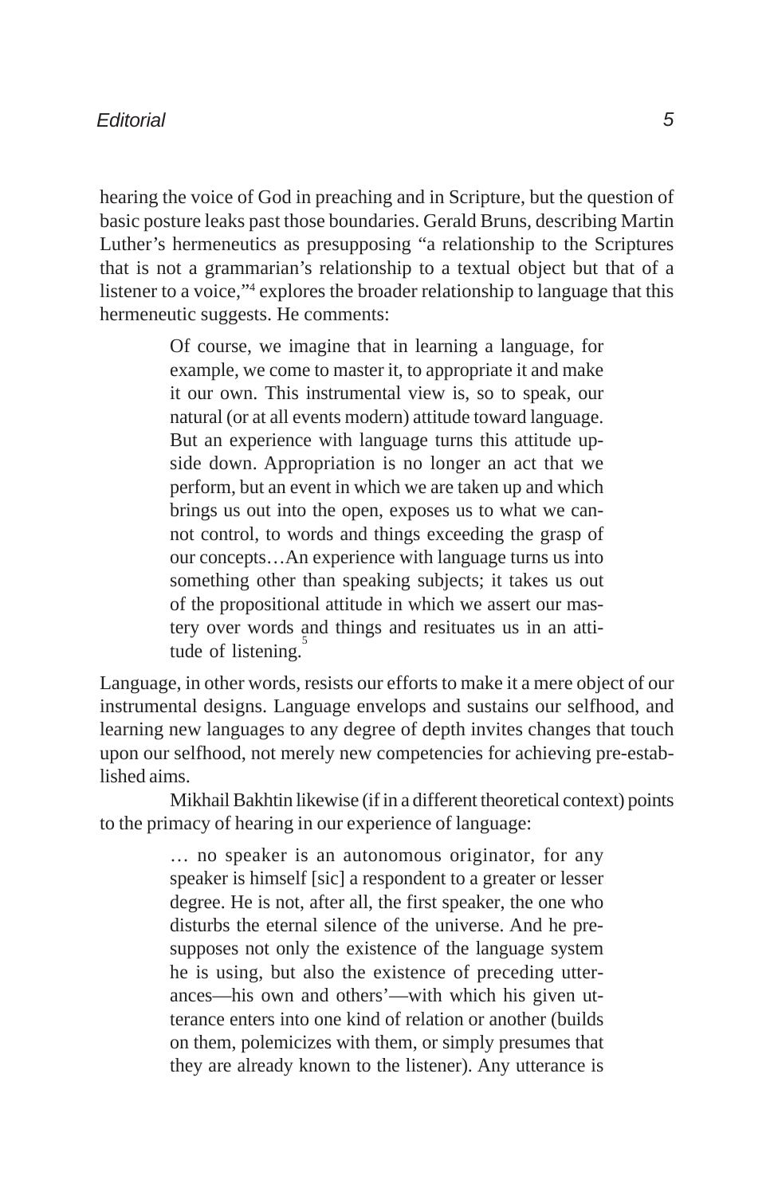hearing the voice of God in preaching and in Scripture, but the question of basic posture leaks past those boundaries. Gerald Bruns, describing Martin Luther's hermeneutics as presupposing "a relationship to the Scriptures that is not a grammarian's relationship to a textual object but that of a listener to a voice,"[4] explores the broader relationship to language that this hermeneutic suggests. He comments:

> Of course, we imagine that in learning a language, for example, we come to master it, to appropriate it and make it our own. This instrumental view is, so to speak, our natural (or at all events modern) attitude toward language. But an experience with language turns this attitude upside down. Appropriation is no longer an act that we perform, but an event in which we are taken up and which brings us out into the open, exposes us to what we cannot control, to words and things exceeding the grasp of our concepts…An experience with language turns us into something other than speaking subjects; it takes us out of the propositional attitude in which we assert our mastery over words and things and resituates us in an attitude of listening.[5]

Language, in other words, resists our efforts to make it a mere object of our instrumental designs. Language envelops and sustains our selfhood, and learning new languages to any degree of depth invites changes that touch upon our selfhood, not merely new competencies for achieving pre-established aims.

Mikhail Bakhtin likewise (if in a different theoretical context) points to the primacy of hearing in our experience of language:

> … no speaker is an autonomous originator, for any speaker is himself [sic] a respondent to a greater or lesser degree. He is not, after all, the first speaker, the one who disturbs the eternal silence of the universe. And he presupposes not only the existence of the language system he is using, but also the existence of preceding utterances—his own and others'—with which his given utterance enters into one kind of relation or another (builds on them, polemicizes with them, or simply presumes that they are already known to the listener). Any utterance is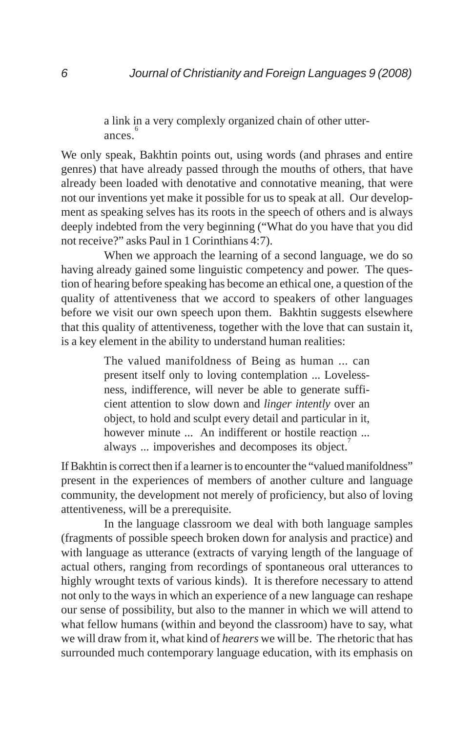> a link in a very complexly organized chain of other utterances.[6]

We only speak, Bakhtin points out, using words (and phrases and entire genres) that have already passed through the mouths of others, that have already been loaded with denotative and connotative meaning, that were not our inventions yet make it possible for us to speak at all. Our development as speaking selves has its roots in the speech of others and is always deeply indebted from the very beginning ("What do you have that you did not receive?" asks Paul in 1 Corinthians 4:7).

When we approach the learning of a second language, we do so having already gained some linguistic competency and power. The question of hearing before speaking has become an ethical one, a question of the quality of attentiveness that we accord to speakers of other languages before we visit our own speech upon them. Bakhtin suggests elsewhere that this quality of attentiveness, together with the love that can sustain it, is a key element in the ability to understand human realities:

> The valued manifoldness of Being as human ... can present itself only to loving contemplation ... Lovelessness, indifference, will never be able to generate sufficient attention to slow down and *linger intently* over an object, to hold and sculpt every detail and particular in it, however minute ... An indifferent or hostile reaction ... always ... impoverishes and decomposes its object.[7]

If Bakhtin is correct then if a learner is to encounter the "valued manifoldness" present in the experiences of members of another culture and language community, the development not merely of proficiency, but also of loving attentiveness, will be a prerequisite.

In the language classroom we deal with both language samples (fragments of possible speech broken down for analysis and practice) and with language as utterance (extracts of varying length of the language of actual others, ranging from recordings of spontaneous oral utterances to highly wrought texts of various kinds). It is therefore necessary to attend not only to the ways in which an experience of a new language can reshape our sense of possibility, but also to the manner in which we will attend to what fellow humans (within and beyond the classroom) have to say, what we will draw from it, what kind of *hearers* we will be. The rhetoric that has surrounded much contemporary language education, with its emphasis on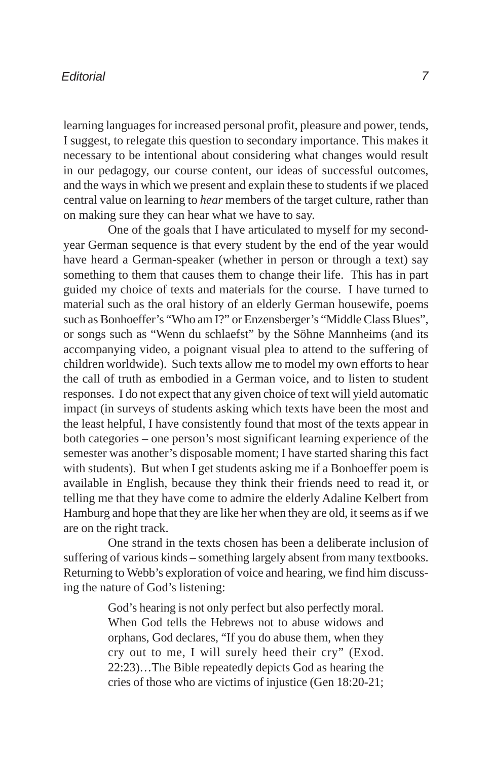learning languages for increased personal profit, pleasure and power, tends, I suggest, to relegate this question to secondary importance. This makes it necessary to be intentional about considering what changes would result in our pedagogy, our course content, our ideas of successful outcomes, and the ways in which we present and explain these to students if we placed central value on learning to *hear* members of the target culture, rather than on making sure they can hear what we have to say.

One of the goals that I have articulated to myself for my second-year German sequence is that every student by the end of the year would have heard a German-speaker (whether in person or through a text) say something to them that causes them to change their life. This has in part guided my choice of texts and materials for the course. I have turned to material such as the oral history of an elderly German housewife, poems such as Bonhoeffer's "Who am I?" or Enzensberger's "Middle Class Blues", or songs such as "Wenn du schlaefst" by the Söhne Mannheims (and its accompanying video, a poignant visual plea to attend to the suffering of children worldwide). Such texts allow me to model my own efforts to hear the call of truth as embodied in a German voice, and to listen to student responses. I do not expect that any given choice of text will yield automatic impact (in surveys of students asking which texts have been the most and the least helpful, I have consistently found that most of the texts appear in both categories – one person's most significant learning experience of the semester was another's disposable moment; I have started sharing this fact with students). But when I get students asking me if a Bonhoeffer poem is available in English, because they think their friends need to read it, or telling me that they have come to admire the elderly Adaline Kelbert from Hamburg and hope that they are like her when they are old, it seems as if we are on the right track.

One strand in the texts chosen has been a deliberate inclusion of suffering of various kinds – something largely absent from many textbooks. Returning to Webb's exploration of voice and hearing, we find him discussing the nature of God's listening:

> God's hearing is not only perfect but also perfectly moral. When God tells the Hebrews not to abuse widows and orphans, God declares, "If you do abuse them, when they cry out to me, I will surely heed their cry" (Exod. 22:23)…The Bible repeatedly depicts God as hearing the cries of those who are victims of injustice (Gen 18:20-21;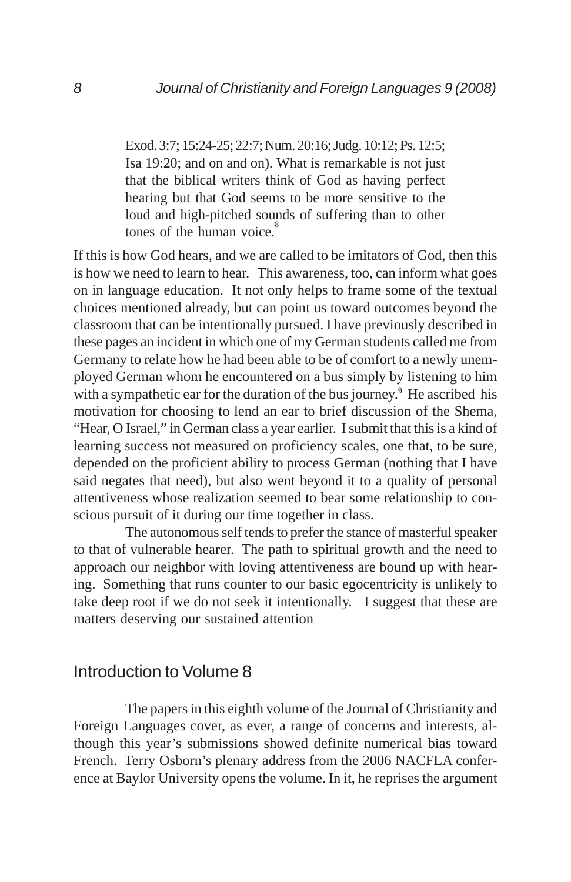> Exod. 3:7; 15:24-25; 22:7; Num. 20:16; Judg. 10:12; Ps. 12:5; Isa 19:20; and on and on). What is remarkable is not just that the biblical writers think of God as having perfect hearing but that God seems to be more sensitive to the loud and high-pitched sounds of suffering than to other tones of the human voice.[8]

If this is how God hears, and we are called to be imitators of God, then this is how we need to learn to hear. This awareness, too, can inform what goes on in language education. It not only helps to frame some of the textual choices mentioned already, but can point us toward outcomes beyond the classroom that can be intentionally pursued. I have previously described in these pages an incident in which one of my German students called me from Germany to relate how he had been able to be of comfort to a newly unemployed German whom he encountered on a bus simply by listening to him with a sympathetic ear for the duration of the bus journey.[9] He ascribed his motivation for choosing to lend an ear to brief discussion of the Shema, "Hear, O Israel," in German class a year earlier. I submit that this is a kind of learning success not measured on proficiency scales, one that, to be sure, depended on the proficient ability to process German (nothing that I have said negates that need), but also went beyond it to a quality of personal attentiveness whose realization seemed to bear some relationship to conscious pursuit of it during our time together in class.

The autonomous self tends to prefer the stance of masterful speaker to that of vulnerable hearer. The path to spiritual growth and the need to approach our neighbor with loving attentiveness are bound up with hearing. Something that runs counter to our basic egocentricity is unlikely to take deep root if we do not seek it intentionally. I suggest that these are matters deserving our sustained attention

## Introduction to Volume 8

The papers in this eighth volume of the Journal of Christianity and Foreign Languages cover, as ever, a range of concerns and interests, although this year's submissions showed definite numerical bias toward French. Terry Osborn's plenary address from the 2006 NACFLA conference at Baylor University opens the volume. In it, he reprises the argument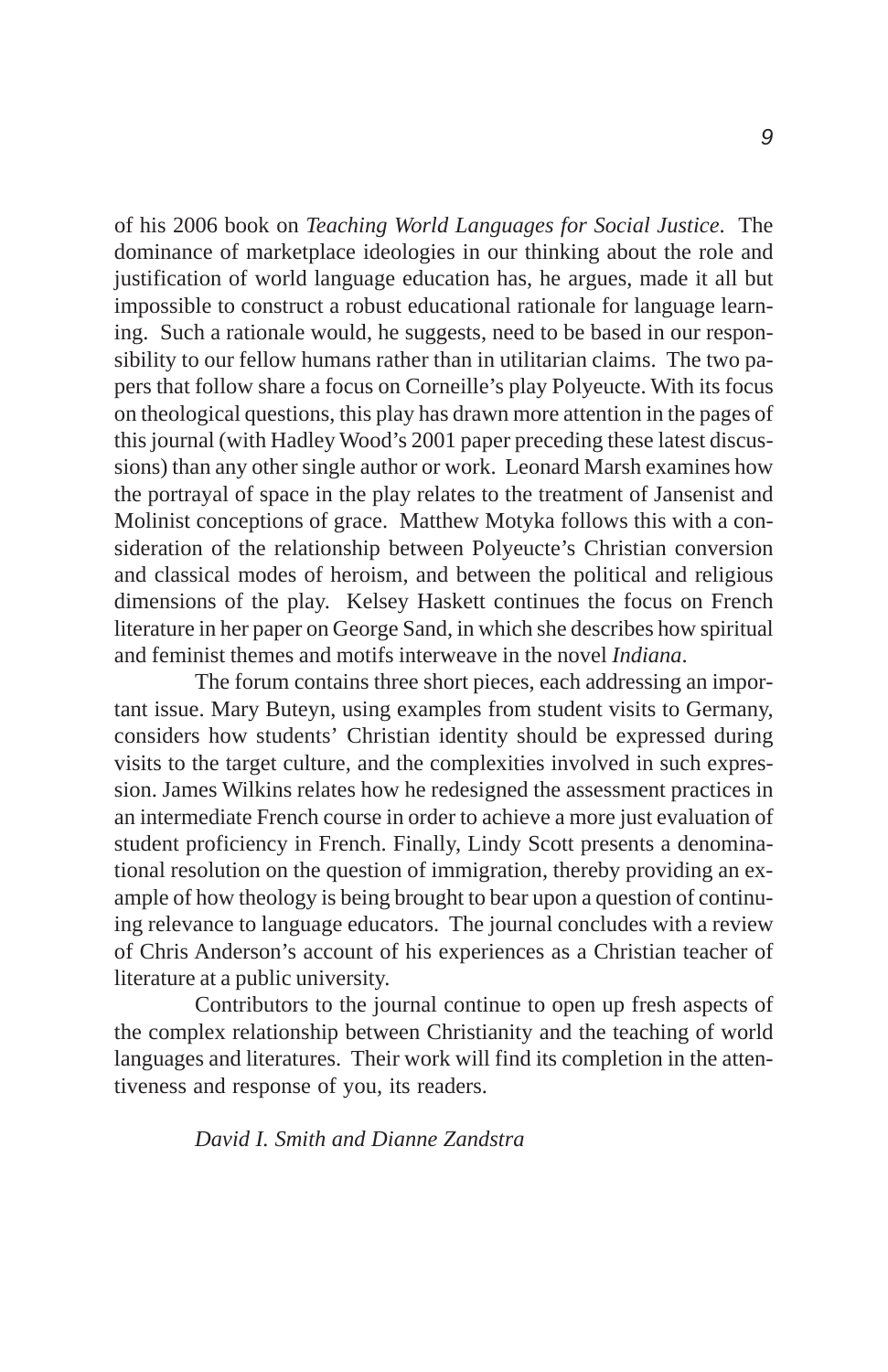of his 2006 book on *Teaching World Languages for Social Justice*. The dominance of marketplace ideologies in our thinking about the role and justification of world language education has, he argues, made it all but impossible to construct a robust educational rationale for language learning. Such a rationale would, he suggests, need to be based in our responsibility to our fellow humans rather than in utilitarian claims. The two papers that follow share a focus on Corneille's play Polyeucte. With its focus on theological questions, this play has drawn more attention in the pages of this journal (with Hadley Wood's 2001 paper preceding these latest discussions) than any other single author or work. Leonard Marsh examines how the portrayal of space in the play relates to the treatment of Jansenist and Molinist conceptions of grace. Matthew Motyka follows this with a consideration of the relationship between Polyeucte's Christian conversion and classical modes of heroism, and between the political and religious dimensions of the play. Kelsey Haskett continues the focus on French literature in her paper on George Sand, in which she describes how spiritual and feminist themes and motifs interweave in the novel *Indiana*.

The forum contains three short pieces, each addressing an important issue. Mary Buteyn, using examples from student visits to Germany, considers how students' Christian identity should be expressed during visits to the target culture, and the complexities involved in such expression. James Wilkins relates how he redesigned the assessment practices in an intermediate French course in order to achieve a more just evaluation of student proficiency in French. Finally, Lindy Scott presents a denominational resolution on the question of immigration, thereby providing an example of how theology is being brought to bear upon a question of continuing relevance to language educators. The journal concludes with a review of Chris Anderson's account of his experiences as a Christian teacher of literature at a public university.

Contributors to the journal continue to open up fresh aspects of the complex relationship between Christianity and the teaching of world languages and literatures. Their work will find its completion in the attentiveness and response of you, its readers.

*David I. Smith and Dianne Zandstra*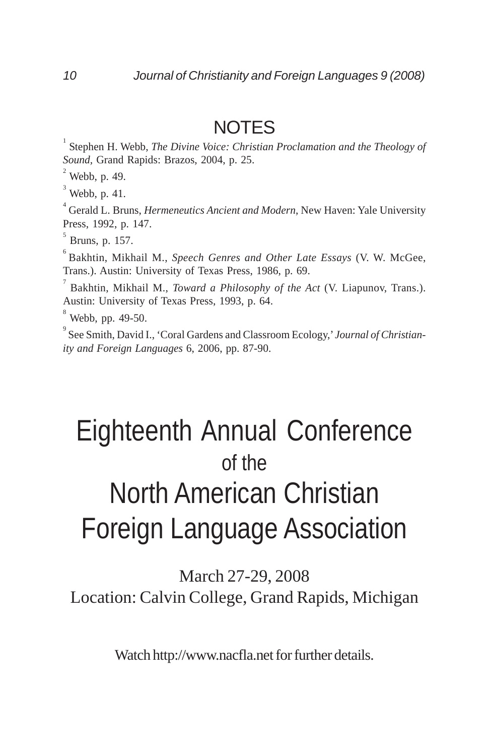## NOTES

[1] Stephen H. Webb, *The Divine Voice: Christian Proclamation and the Theology of Sound*, Grand Rapids: Brazos, 2004, p. 25.

[2] Webb, p. 49.

[3] Webb, p. 41.

[4] Gerald L. Bruns, *Hermeneutics Ancient and Modern*, New Haven: Yale University Press, 1992, p. 147.

[5] Bruns, p. 157.

[6] Bakhtin, Mikhail M., *Speech Genres and Other Late Essays* (V. W. McGee, Trans.). Austin: University of Texas Press, 1986, p. 69.

[7] Bakhtin, Mikhail M., *Toward a Philosophy of the Act* (V. Liapunov, Trans.). Austin: University of Texas Press, 1993, p. 64.

[8] Webb, pp. 49-50.

[9] See Smith, David I., 'Coral Gardens and Classroom Ecology,' *Journal of Christianity and Foreign Languages* 6, 2006, pp. 87-90.

# Eighteenth Annual Conference
# of the
# North American Christian Foreign Language Association

March 27-29, 2008
Location: Calvin College, Grand Rapids, Michigan

Watch http://www.nacfla.net for further details.